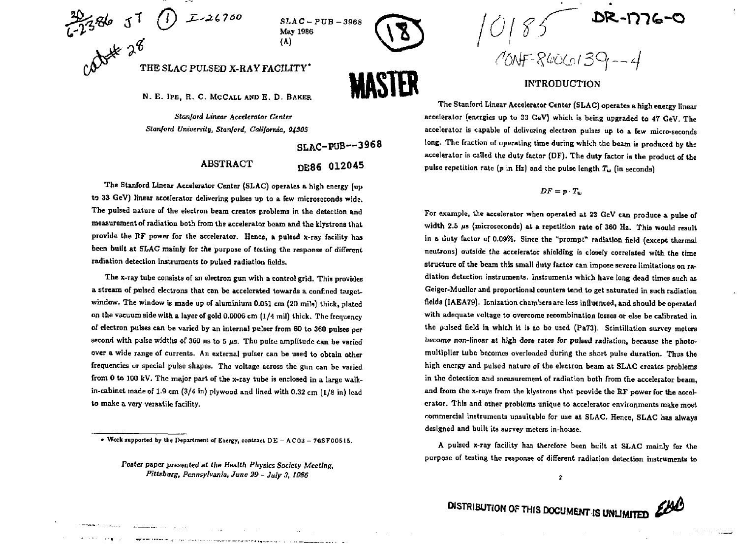SLAC-PUB-3968
May 1986
(A)

# THE SLAC PULSED X-RAY FACILITY*

N. E. IPE, R. C. MCCALL AND E. D. BAKER

*Stanford Linear Accelerator Center*
*Stanford University, Stanford, California, 94305*

SLAC-PUB--3968

DE86 012045

## ABSTRACT

The Stanford Linear Accelerator Center (SLAC) operates a high energy (up to 33 GeV) linear accelerator delivering pulses up to a few microseconds wide. The pulsed nature of the electron beam creates problems in the detection and measurement of radiation both from the accelerator beam and the klystrons that provide the RF power for the accelerator. Hence, a pulsed x-ray facility has been built at SLAC mainly for the purpose of testing the response of different radiation detection instruments to pulsed radiation fields.

The x-ray tube consists of an electron gun with a control grid. This provides a stream of pulsed electrons that can be accelerated towards a confined target-window. The window is made up of aluminium 0.051 cm (20 mils) thick, plated on the vacuum side with a layer of gold 0.0006 cm (1/4 mil) thick. The frequency of electron pulses can be varied by an internal pulser from 60 to 360 pulses per second with pulse widths of 360 ns to 5 $\mu$s. The pulse amplitude can be varied over a wide range of currents. An external pulser can be used to obtain other frequencies or special pulse shapes. The voltage across the gun can be varied from 0 to 100 kV. The major part of the x-ray tube is enclosed in a large walk-in-cabinet made of 1.9 cm (3/4 in) plywood and lined with 0.32 cm (1/8 in) lead to make a very versatile facility.

\* Work supported by the Department of Energy, contract DE – AC03 – 76SF00515.

*Poster paper presented at the Health Physics Society Meeting, Pittsburg, Pennsylvania, June 29 – July 3, 1986*

## INTRODUCTION

The Stanford Linear Accelerator Center (SLAC) operates a high energy linear accelerator (energies up to 33 GeV) which is being upgraded to 47 GeV. The accelerator is capable of delivering electron pulses up to a few micro-seconds long. The fraction of operating time during which the beam is produced by the accelerator is called the duty factor (DF). The duty factor is the product of the pulse repetition rate ($p$ in Hz) and the pulse length $T_w$ (in seconds)

$$DF = p \cdot T_w$$

For example, the accelerator when operated at 22 GeV can produce a pulse of width 2.5 $\mu$s (microseconds) at a repetition rate of 360 Hz. This would result in a duty factor of 0.09%. Since the "prompt" radiation field (except thermal neutrons) outside the accelerator shielding is closely correlated with the time structure of the beam this small duty factor can impose severe limitations on radiation detection instruments. Instruments which have long dead times such as Geiger-Mueller and proportional counters tend to get saturated in such radiation fields (IAEA79). Ionization chambers are less influenced, and should be operated with adequate voltage to overcome recombination losses or else be calibrated in the pulsed field in which it is to be used (Pa73). Scintillation survey meters become non-linear at high dose rates for pulsed radiation, because the photomultiplier tube becomes overloaded during the short pulse duration. Thus the high energy and pulsed nature of the electron beam at SLAC creates problems in the detection and measurement of radiation both from the accelerator beam, and from the x-rays from the klystrons that provide the RF power for the accelerator. This and other problems unique to accelerator environments make most commercial instruments unsuitable for use at SLAC. Hence, SLAC has always designed and built its survey meters in-house.

A pulsed x-ray facility has therefore been built at SLAC mainly for the purpose of testing the response of different radiation detection instruments to

DISTRIBUTION OF THIS DOCUMENT IS UNLIMITED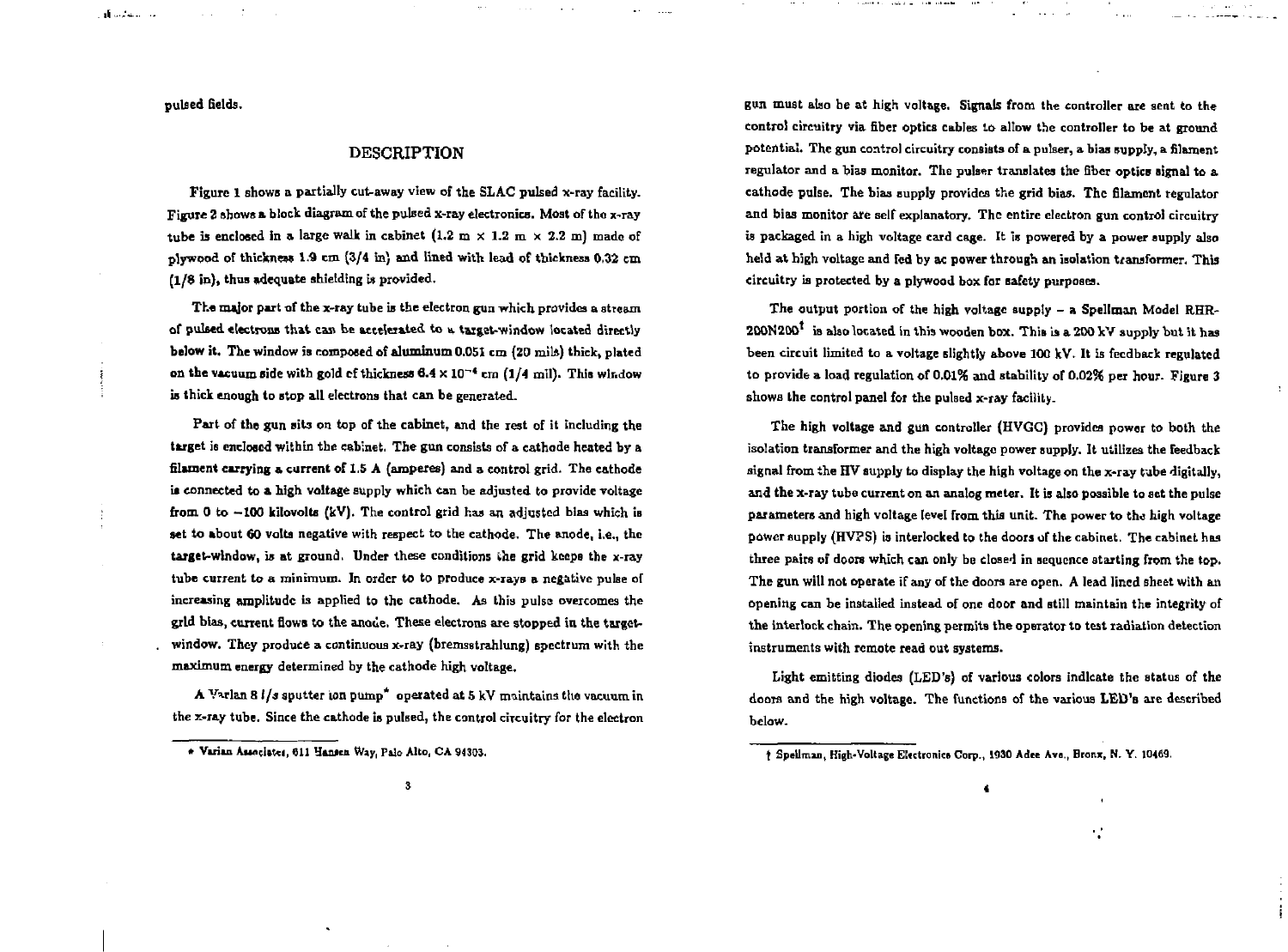pulsed fields.

## DESCRIPTION

Figure 1 shows a partially cut-away view of the SLAC pulsed x-ray facility. Figure 2 shows a block diagram of the pulsed x-ray electronics. Most of the x-ray tube is enclosed in a large walk in cabinet (1.2 m × 1.2 m × 2.2 m) made of plywood of thickness 1.9 cm (3/4 in) and lined with lead of thickness 0.32 cm (1/8 in), thus adequate shielding is provided.

The major part of the x-ray tube is the electron gun which provides a stream of pulsed electrons that can be accelerated to a target-window located directly below it. The window is composed of aluminum 0.051 cm (20 mils) thick, plated on the vacuum side with gold of thickness $6.4 \times 10^{-4}$ cm (1/4 mil). This window is thick enough to stop all electrons that can be generated.

Part of the gun sits on top of the cabinet, and the rest of it including the target is enclosed within the cabinet. The gun consists of a cathode heated by a filament carrying a current of 1.5 A (amperes) and a control grid. The cathode is connected to a high voltage supply which can be adjusted to provide voltage from 0 to −100 kilovolts (kV). The control grid has an adjusted bias which is set to about 60 volts negative with respect to the cathode. The anode, i.e., the target-window, is at ground. Under these conditions the grid keeps the x-ray tube current to a minimum. In order to to produce x-rays a negative pulse of increasing amplitude is applied to the cathode. As this pulse overcomes the grid bias, current flows to the anode. These electrons are stopped in the target-window. They produce a continuous x-ray (bremsstrahlung) spectrum with the maximum energy determined by the cathode high voltage.

A Varian 8 l/s sputter ion pump* operated at 5 kV maintains the vacuum in the x-ray tube. Since the cathode is pulsed, the control circuitry for the electron gun must also be at high voltage. Signals from the controller are sent to the control circuitry via fiber optics cables to allow the controller to be at ground potential. The gun control circuitry consists of a pulser, a bias supply, a filament regulator and a bias monitor. The pulser translates the fiber optics signal to a cathode pulse. The bias supply provides the grid bias. The filament regulator and bias monitor are self explanatory. The entire electron gun control circuitry is packaged in a high voltage card cage. It is powered by a power supply also held at high voltage and fed by ac power through an isolation transformer. This circuitry is protected by a plywood box for safety purposes.

The output portion of the high voltage supply – a Spellman Model RHR-200N200† is also located in this wooden box. This is a 200 kV supply but it has been circuit limited to a voltage slightly above 100 kV. It is feedback regulated to provide a load regulation of 0.01% and stability of 0.02% per hour. Figure 3 shows the control panel for the pulsed x-ray facility.

The high voltage and gun controller (HVGC) provides power to both the isolation transformer and the high voltage power supply. It utilizes the feedback signal from the HV supply to display the high voltage on the x-ray tube digitally, and the x-ray tube current on an analog meter. It is also possible to set the pulse parameters and high voltage level from this unit. The power to the high voltage power supply (HVPS) is interlocked to the doors of the cabinet. The cabinet has three pairs of doors which can only be closed in sequence starting from the top. The gun will not operate if any of the doors are open. A lead lined sheet with an opening can be installed instead of one door and still maintain the integrity of the interlock chain. The opening permits the operator to test radiation detection instruments with remote read out systems.

Light emitting diodes (LED's) of various colors indicate the status of the doors and the high voltage. The functions of the various LED's are described below.

---

\* Varian Associates, 611 Hansen Way, Palo Alto, CA 94303.

† Spellman, High-Voltage Electronics Corp., 1930 Adee Ave., Bronx, N. Y. 10469.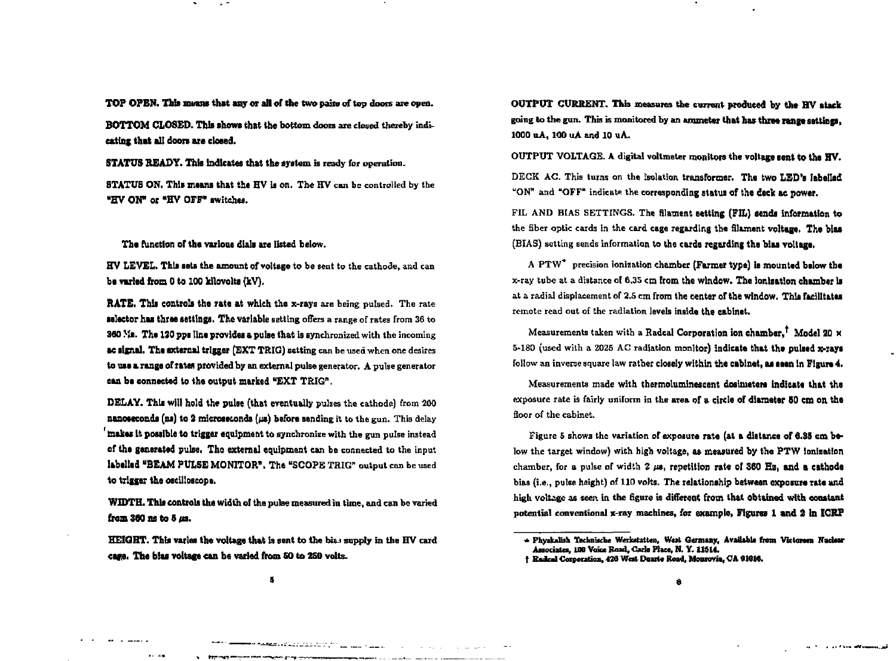**TOP OPEN.** This means that any or all of the two pairs of top doors are open.

**BOTTOM CLOSED.** This shows that the bottom doors are closed thereby indicating that all doors are closed.

**STATUS READY.** This indicates that the system is ready for operation.

**STATUS ON.** This means that the HV is on. The HV can be controlled by the "HV ON" or "HV OFF" switches.

The function of the various dials are listed below.

**HV LEVEL.** This sets the amount of voltage to be sent to the cathode, and can be varied from 0 to 100 kilovolts (kV).

**RATE.** This controls the rate at which the x-rays are being pulsed. The rate selector has three settings. The variable setting offers a range of rates from 36 to 360 Hz. The 120 pps line provides a pulse that is synchronized with the incoming ac signal. The external trigger (EXT TRIG) setting can be used when one desires to use a range of rates provided by an external pulse generator. A pulse generator can be connected to the output marked "EXT TRIG".

**DELAY.** This will hold the pulse (that eventually pulses the cathode) from 200 nanoseconds (ns) to 2 microseconds ($\mu$s) before sending it to the gun. This delay makes it possible to trigger equipment to synchronize with the gun pulse instead of the generated pulse. The external equipment can be connected to the input labelled "BEAM PULSE MONITOR". The "SCOPE TRIG" output can be used to trigger the oscilloscope.

**WIDTH.** This controls the width of the pulse measured in time, and can be varied from 360 ns to 5 $\mu$s.

**HEIGHT.** This varies the voltage that is sent to the bias supply in the HV card cage. The bias voltage can be varied from 50 to 250 volts.

**OUTPUT CURRENT.** This measures the current produced by the HV stack going to the gun. This is monitored by an ammeter that has three range settings, 1000 uA, 100 uA and 10 uA.

**OUTPUT VOLTAGE.** A digital voltmeter monitors the voltage sent to the HV.

**DECK AC.** This turns on the isolation transformer. The two LED's labelled "ON" and "OFF" indicate the corresponding status of the deck ac power.

**FIL AND BIAS SETTINGS.** The filament setting (FIL) sends information to the fiber optic cards in the card cage regarding the filament voltage. The bias (BIAS) setting sends information to the cards regarding the bias voltage.

A PTW* precision ionization chamber (Farmer type) is mounted below the x-ray tube at a distance of 6.35 cm from the window. The ionization chamber is at a radial displacement of 2.5 cm from the center of the window. This facilitates remote read out of the radiation levels inside the cabinet.

Measurements taken with a Radcal Corporation ion chamber,† Model 20 × 5-180 (used with a 2025 AC radiation monitor) indicate that the pulsed x-rays follow an inverse square law rather closely within the cabinet, as seen in Figure 4.

Measurements made with thermoluminescent dosimeters indicate that the exposure rate is fairly uniform in the area of a circle of diameter 50 cm on the floor of the cabinet.

Figure 5 shows the variation of exposure rate (at a distance of 6.35 cm below the target window) with high voltage, as measured by the PTW ionization chamber, for a pulse of width 2 $\mu$s, repetition rate of 360 Hz, and a cathode bias (i.e., pulse height) of 110 volts. The relationship between exposure rate and high voltage as seen in the figure is different from that obtained with constant potential conventional x-ray machines, for example, Figures 1 and 2 in ICRP

---

\* Physkalish Technische Werkstatten, West Germany, Available from Victoreen Nuclear Associates, 100 Voice Road, Carle Place, N. Y. 11514.

† Radcal Corporation, 426 West Duarte Road, Monrovia, CA 91016.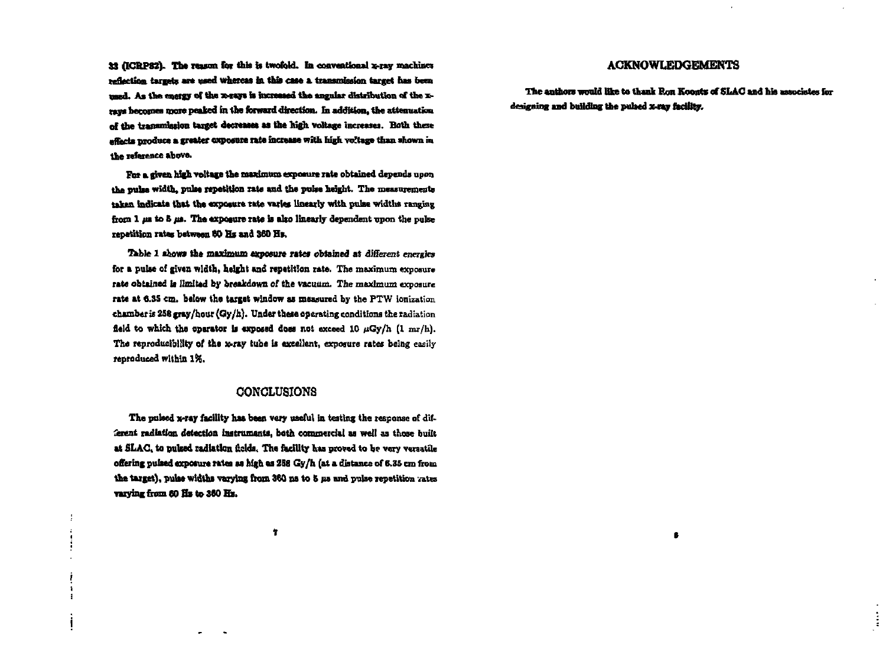33 (ICRP82). The reason for this is twofold. In conventional x-ray machines reflection targets are used whereas in this case a transmission target has been used. As the energy of the x-rays is increased the angular distribution of the x-rays becomes more peaked in the forward direction. In addition, the attenuation of the transmission target decreases as the high voltage increases. Both these effects produce a greater exposure rate increase with high voltage than shown in the reference above.

For a given high voltage the maximum exposure rate obtained depends upon the pulse width, pulse repetition rate and the pulse height. The measurements taken indicate that the exposure rate varies linearly with pulse widths ranging from 1 $\mu s$ to 5 $\mu s$. The exposure rate is also linearly dependent upon the pulse repetition rates between 60 Hz and 360 Hz.

Table 1 shows the maximum exposure rates obtained at different energies for a pulse of given width, height and repetition rate. The maximum exposure rate obtained is limited by breakdown of the vacuum. The maximum exposure rate at 6.35 cm. below the target window as measured by the PTW ionization chamber is 258 gray/hour (Gy/h). Under these operating conditions the radiation field to which the operator is exposed does not exceed 10 $\mu$Gy/h (1 mr/h). The reproducibility of the x-ray tube is excellent, exposure rates being easily reproduced within 1%.

## CONCLUSIONS

The pulsed x-ray facility has been very useful in testing the response of different radiation detection instruments, both commercial as well as those built at SLAC, to pulsed radiation fields. The facility has proved to be very versatile offering pulsed exposure rates as high as 258 Gy/h (at a distance of 6.35 cm from the target), pulse widths varying from 360 ns to 5 $\mu s$ and pulse repetition rates varying from 60 Hz to 360 Hz.

## ACKNOWLEDGEMENTS

The authors would like to thank Ron Koontz of SLAC and his associates for designing and building the pulsed x-ray facility.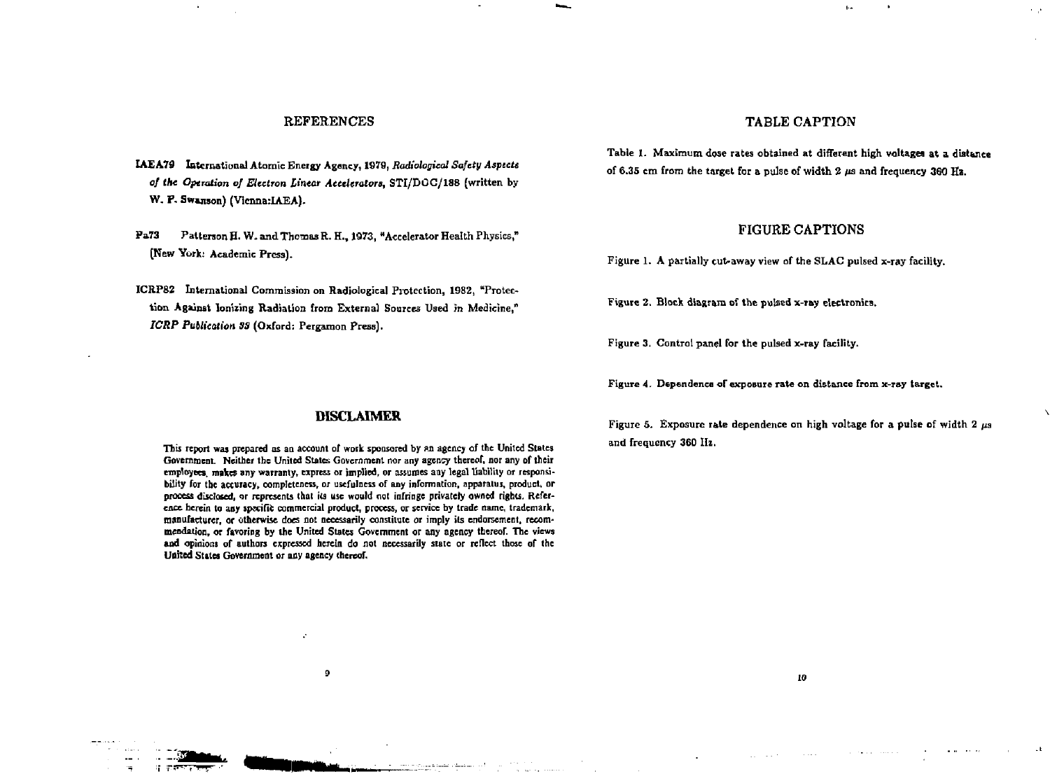## REFERENCES

**IAEA79** International Atomic Energy Agency, 1979, *Radiological Safety Aspects of the Operation of Electron Linear Accelerators*, STI/DOC/188 (written by W. P. Swanson) (Vienna:IAEA).

**Pa73** Patterson H. W. and Thomas R. H., 1973, "Accelerator Health Physics," (New York: Academic Press).

**ICRP82** International Commission on Radiological Protection, 1982, "Protection Against Ionizing Radiation from External Sources Used in Medicine," *ICRP Publication 33* (Oxford: Pergamon Press).

## DISCLAIMER

This report was prepared as an account of work sponsored by an agency of the United States Government. Neither the United States Government nor any agency thereof, nor any of their employees, makes any warranty, express or implied, or assumes any legal liability or responsibility for the accuracy, completeness, or usefulness of any information, apparatus, product, or process disclosed, or represents that its use would not infringe privately owned rights. Reference herein to any specific commercial product, process, or service by trade name, trademark, manufacturer, or otherwise does not necessarily constitute or imply its endorsement, recommendation, or favoring by the United States Government or any agency thereof. The views and opinions of authors expressed herein do not necessarily state or reflect those of the United States Government or any agency thereof.

## TABLE CAPTION

Table 1. Maximum dose rates obtained at different high voltages at a distance of 6.35 cm from the target for a pulse of width 2 $\mu s$ and frequency 360 Hz.

## FIGURE CAPTIONS

Figure 1. A partially cut-away view of the SLAC pulsed x-ray facility.

Figure 2. Block diagram of the pulsed x-ray electronics.

Figure 3. Control panel for the pulsed x-ray facility.

Figure 4. Dependence of exposure rate on distance from x-ray target.

Figure 5. Exposure rate dependence on high voltage for a pulse of width 2 $\mu s$ and frequency 360 Hz.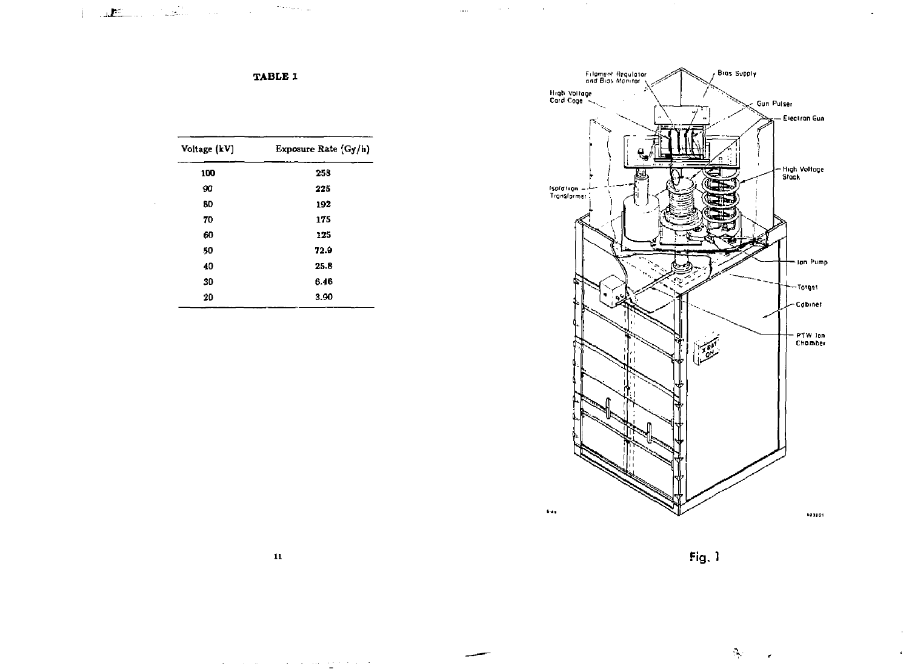**TABLE 1**

| Voltage (kV) | Exposure Rate (Gy/h) |
|---|---|
| 100 | 258 |
| 90 | 225 |
| 80 | 192 |
| 70 | 175 |
| 60 | 125 |
| 50 | 72.9 |
| 40 | 25.8 |
| 30 | 6.46 |
| 20 | 3.90 |

Filament Regulator and Bias Monitor

Bias Supply

High Voltage Card Cage

Gun Pulser

Electron Gun

High Voltage Stack

Isolation Transformer

Ion Pump

Target

Cabinet

PTW Ion Chamber

X RAY ON

Fig. 1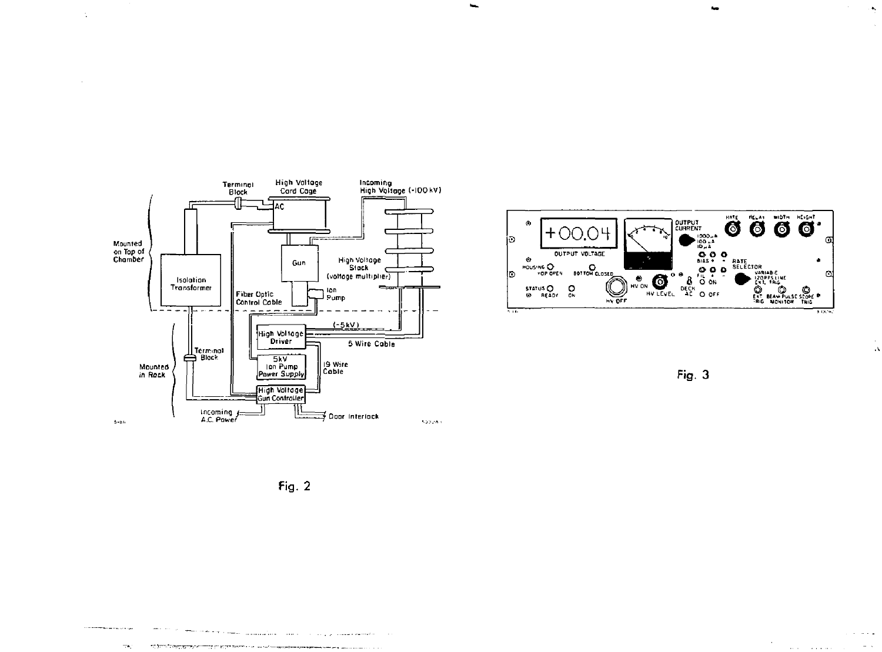Fig. 2

Fig. 3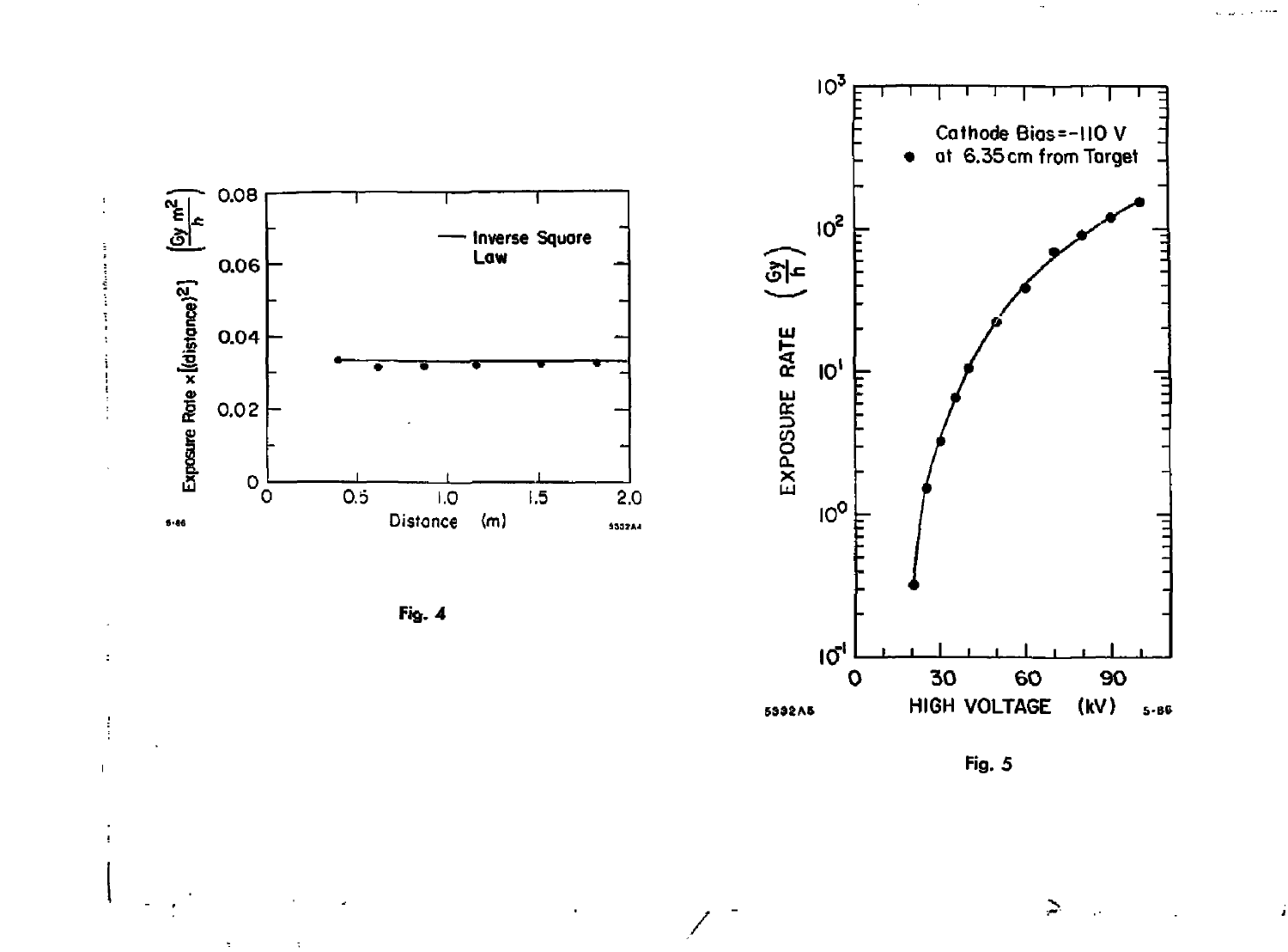Exposure Rate × [(distance)$^2$] $\left(\frac{Gy\ m^2}{h}\right)$

0.08

0.06

0.04

0.02

0

Inverse Square Law

0 0.5 1.0 1.5 2.0

Distance (m)

Fig. 4

EXPOSURE RATE $\left(\frac{Gy}{h}\right)$

$10^3$

$10^2$

$10^1$

$10^0$

$10^{-1}$

Cathode Bias = −110 V

at 6.35 cm from Target

0 30 60 90

HIGH VOLTAGE (kV)

Fig. 5